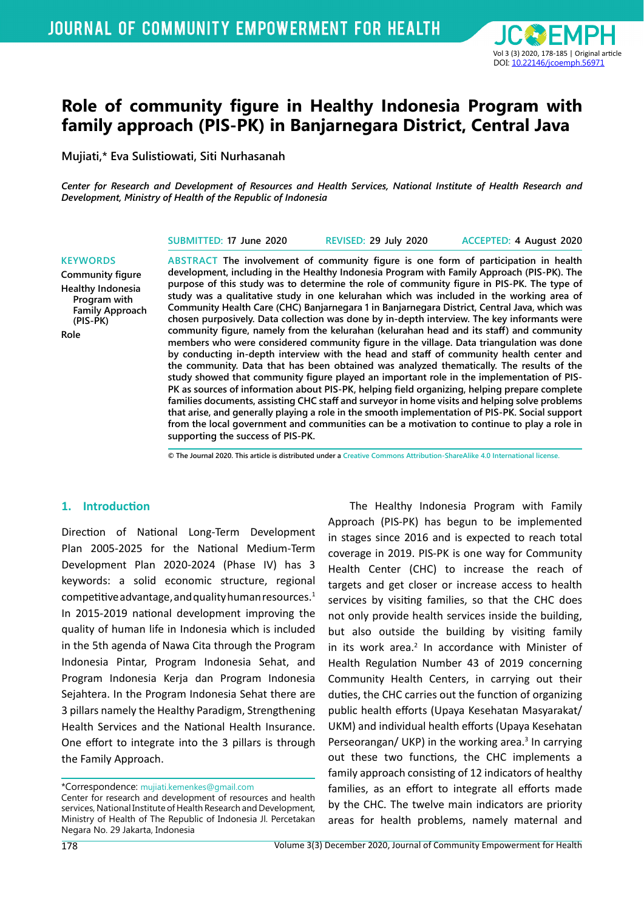# Role of community figure in Healthy Indonesia Program with family approach (PIS-PK) in Banjarnegara District, Central Java

**Mujiati,* Eva Sulistiowati, Siti Nurhasanah**

*Center for Research and Development of Resources and Health Services, National Institute of Health Research and Development, Ministry of Health of the Republic of Indonesia*

**SUBMITTED:** 17 June 2020 **REVISED:** 29 July 2020 **ACCEPTED:** 4 August 2020

**KEYWORDS**

Community figure
Healthy Indonesia Program with Family Approach (PIS-PK)
Role

**ABSTRACT** **The involvement of community figure is one form of participation in health development, including in the Healthy Indonesia Program with Family Approach (PIS-PK). The purpose of this study was to determine the role of community figure in PIS-PK. The type of study was a qualitative study in one kelurahan which was included in the working area of Community Health Care (CHC) Banjarnegara 1 in Banjarnegara District, Central Java, which was chosen purposively. Data collection was done by in-depth interview. The key informants were community figure, namely from the kelurahan (kelurahan head and its staff) and community members who were considered community figure in the village. Data triangulation was done by conducting in-depth interview with the head and staff of community health center and the community. Data that has been obtained was analyzed thematically. The results of the study showed that community figure played an important role in the implementation of PIS-PK as sources of information about PIS-PK, helping field organizing, helping prepare complete families documents, assisting CHC staff and surveyor in home visits and helping solve problems that arise, and generally playing a role in the smooth implementation of PIS-PK. Social support from the local government and communities can be a motivation to continue to play a role in supporting the success of PIS-PK.**

© The Journal 2020. This article is distributed under a Creative Commons Attribution-ShareAlike 4.0 International license.

## 1. Introduction

Direction of National Long-Term Development Plan 2005-2025 for the National Medium-Term Development Plan 2020-2024 (Phase IV) has 3 keywords: a solid economic structure, regional competitive advantage, and quality human resources.[1] In 2015-2019 national development improving the quality of human life in Indonesia which is included in the 5th agenda of Nawa Cita through the Program Indonesia Pintar, Program Indonesia Sehat, and Program Indonesia Kerja dan Program Indonesia Sejahtera. In the Program Indonesia Sehat there are 3 pillars namely the Healthy Paradigm, Strengthening Health Services and the National Health Insurance. One effort to integrate into the 3 pillars is through the Family Approach.

The Healthy Indonesia Program with Family Approach (PIS-PK) has begun to be implemented in stages since 2016 and is expected to reach total coverage in 2019. PIS-PK is one way for Community Health Center (CHC) to increase the reach of targets and get closer or increase access to health services by visiting families, so that the CHC does not only provide health services inside the building, but also outside the building by visiting family in its work area.[2] In accordance with Minister of Health Regulation Number 43 of 2019 concerning Community Health Centers, in carrying out their duties, the CHC carries out the function of organizing public health efforts (Upaya Kesehatan Masyarakat/ UKM) and individual health efforts (Upaya Kesehatan Perseorangan/ UKP) in the working area.[3] In carrying out these two functions, the CHC implements a family approach consisting of 12 indicators of healthy families, as an effort to integrate all efforts made by the CHC. The twelve main indicators are priority areas for health problems, namely maternal and

*Correspondence: mujiati.kemenkes@gmail.com
Center for research and development of resources and health services, National Institute of Health Research and Development, Ministry of Health of The Republic of Indonesia Jl. Percetakan Negara No. 29 Jakarta, Indonesia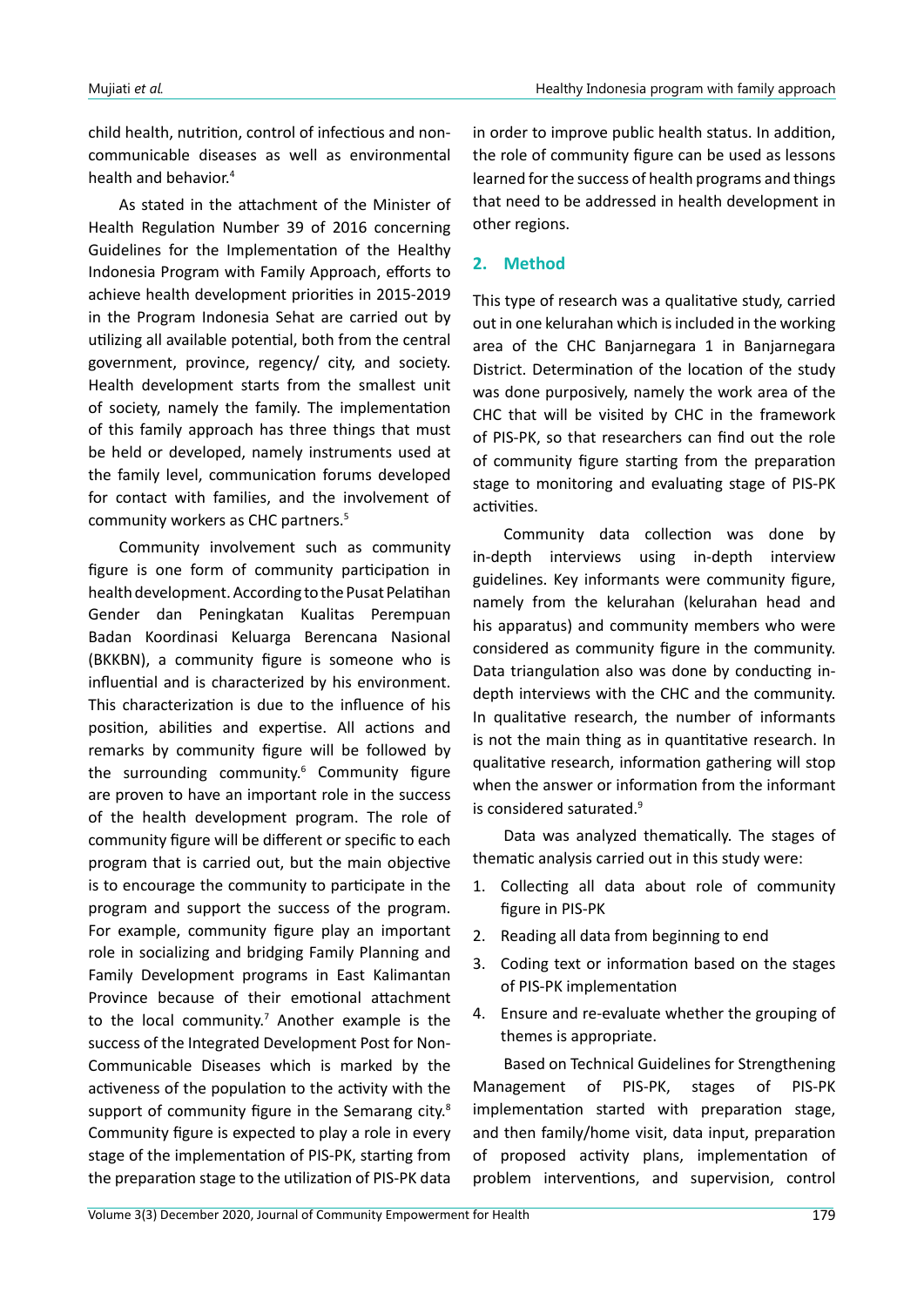child health, nutrition, control of infectious and non-communicable diseases as well as environmental health and behavior.[4]

As stated in the attachment of the Minister of Health Regulation Number 39 of 2016 concerning Guidelines for the Implementation of the Healthy Indonesia Program with Family Approach, efforts to achieve health development priorities in 2015-2019 in the Program Indonesia Sehat are carried out by utilizing all available potential, both from the central government, province, regency/ city, and society. Health development starts from the smallest unit of society, namely the family. The implementation of this family approach has three things that must be held or developed, namely instruments used at the family level, communication forums developed for contact with families, and the involvement of community workers as CHC partners.[5]

Community involvement such as community figure is one form of community participation in health development. According to the Pusat Pelatihan Gender dan Peningkatan Kualitas Perempuan Badan Koordinasi Keluarga Berencana Nasional (BKKBN), a community figure is someone who is influential and is characterized by his environment. This characterization is due to the influence of his position, abilities and expertise. All actions and remarks by community figure will be followed by the surrounding community.[6] Community figure are proven to have an important role in the success of the health development program. The role of community figure will be different or specific to each program that is carried out, but the main objective is to encourage the community to participate in the program and support the success of the program. For example, community figure play an important role in socializing and bridging Family Planning and Family Development programs in East Kalimantan Province because of their emotional attachment to the local community.[7] Another example is the success of the Integrated Development Post for Non-Communicable Diseases which is marked by the activeness of the population to the activity with the support of community figure in the Semarang city.[8] Community figure is expected to play a role in every stage of the implementation of PIS-PK, starting from the preparation stage to the utilization of PIS-PK data in order to improve public health status. In addition, the role of community figure can be used as lessons learned for the success of health programs and things that need to be addressed in health development in other regions.

## 2. Method

This type of research was a qualitative study, carried out in one kelurahan which is included in the working area of the CHC Banjarnegara 1 in Banjarnegara District. Determination of the location of the study was done purposively, namely the work area of the CHC that will be visited by CHC in the framework of PIS-PK, so that researchers can find out the role of community figure starting from the preparation stage to monitoring and evaluating stage of PIS-PK activities.

Community data collection was done by in-depth interviews using in-depth interview guidelines. Key informants were community figure, namely from the kelurahan (kelurahan head and his apparatus) and community members who were considered as community figure in the community. Data triangulation also was done by conducting in-depth interviews with the CHC and the community. In qualitative research, the number of informants is not the main thing as in quantitative research. In qualitative research, information gathering will stop when the answer or information from the informant is considered saturated.[9]

Data was analyzed thematically. The stages of thematic analysis carried out in this study were:

1. Collecting all data about role of community figure in PIS-PK
2. Reading all data from beginning to end
3. Coding text or information based on the stages of PIS-PK implementation
4. Ensure and re-evaluate whether the grouping of themes is appropriate.

Based on Technical Guidelines for Strengthening Management of PIS-PK, stages of PIS-PK implementation started with preparation stage, and then family/home visit, data input, preparation of proposed activity plans, implementation of problem interventions, and supervision, control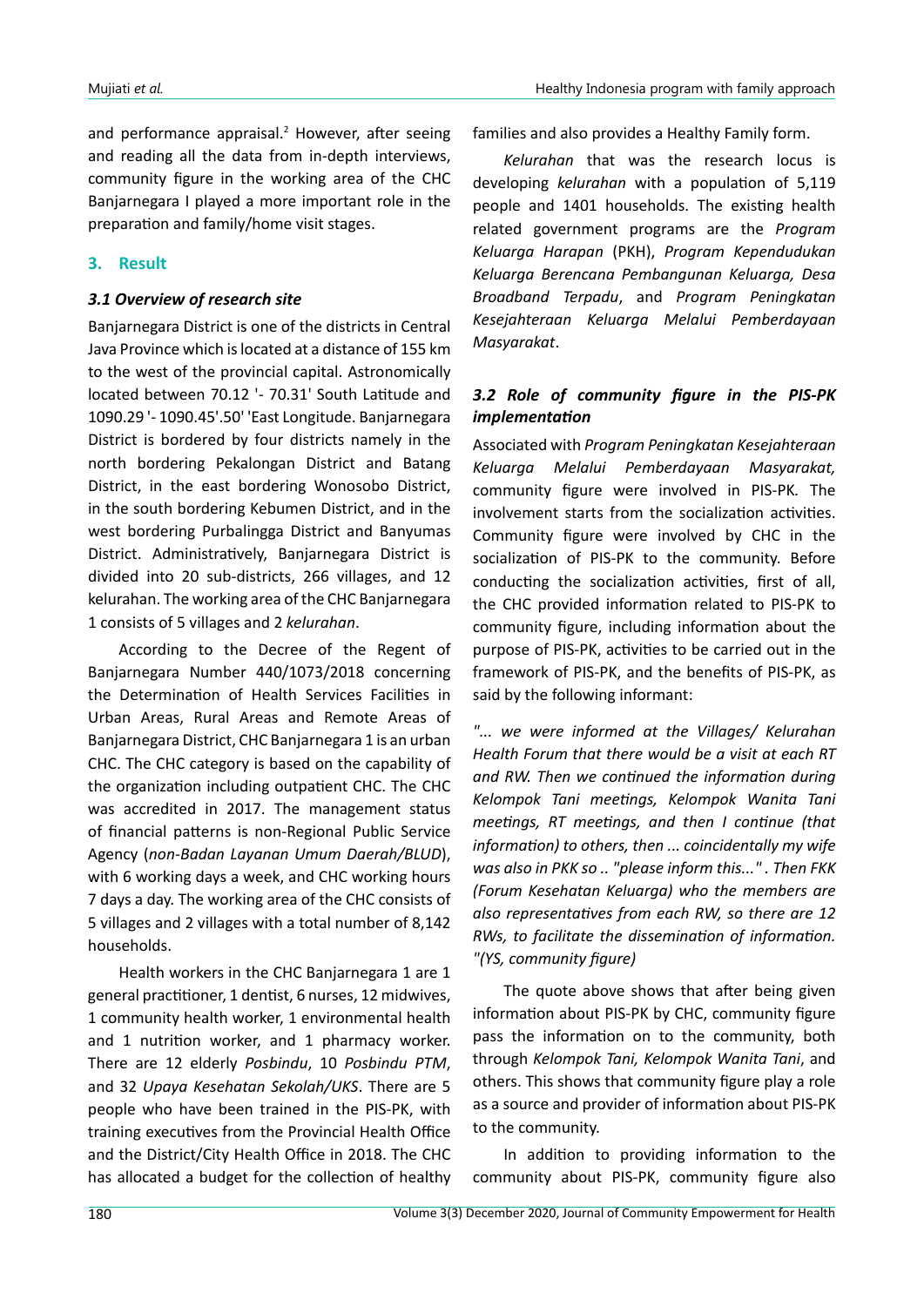and performance appraisal.[2] However, after seeing and reading all the data from in-depth interviews, community figure in the working area of the CHC Banjarnegara I played a more important role in the preparation and family/home visit stages.

## 3. Result

### *3.1 Overview of research site*

Banjarnegara District is one of the districts in Central Java Province which is located at a distance of 155 km to the west of the provincial capital. Astronomically located between 70.12 '- 70.31' South Latitude and 1090.29 '- 1090.45'.50' 'East Longitude. Banjarnegara District is bordered by four districts namely in the north bordering Pekalongan District and Batang District, in the east bordering Wonosobo District, in the south bordering Kebumen District, and in the west bordering Purbalingga District and Banyumas District. Administratively, Banjarnegara District is divided into 20 sub-districts, 266 villages, and 12 kelurahan. The working area of the CHC Banjarnegara 1 consists of 5 villages and 2 *kelurahan*.

According to the Decree of the Regent of Banjarnegara Number 440/1073/2018 concerning the Determination of Health Services Facilities in Urban Areas, Rural Areas and Remote Areas of Banjarnegara District, CHC Banjarnegara 1 is an urban CHC. The CHC category is based on the capability of the organization including outpatient CHC. The CHC was accredited in 2017. The management status of financial patterns is non-Regional Public Service Agency (*non-Badan Layanan Umum Daerah/BLUD*), with 6 working days a week, and CHC working hours 7 days a day. The working area of the CHC consists of 5 villages and 2 villages with a total number of 8,142 households.

Health workers in the CHC Banjarnegara 1 are 1 general practitioner, 1 dentist, 6 nurses, 12 midwives, 1 community health worker, 1 environmental health and 1 nutrition worker, and 1 pharmacy worker. There are 12 elderly *Posbindu*, 10 *Posbindu PTM*, and 32 *Upaya Kesehatan Sekolah/UKS*. There are 5 people who have been trained in the PIS-PK, with training executives from the Provincial Health Office and the District/City Health Office in 2018. The CHC has allocated a budget for the collection of healthy families and also provides a Healthy Family form.

*Kelurahan* that was the research locus is developing *kelurahan* with a population of 5,119 people and 1401 households. The existing health related government programs are the *Program Keluarga Harapan* (PKH), *Program Kependudukan Keluarga Berencana Pembangunan Keluarga, Desa Broadband Terpadu*, and *Program Peningkatan Kesejahteraan Keluarga Melalui Pemberdayaan Masyarakat*.

### *3.2 Role of community figure in the PIS-PK implementation*

Associated with *Program Peningkatan Kesejahteraan Keluarga Melalui Pemberdayaan Masyarakat,* community figure were involved in PIS-PK. The involvement starts from the socialization activities. Community figure were involved by CHC in the socialization of PIS-PK to the community. Before conducting the socialization activities, first of all, the CHC provided information related to PIS-PK to community figure, including information about the purpose of PIS-PK, activities to be carried out in the framework of PIS-PK, and the benefits of PIS-PK, as said by the following informant:

*"... we were informed at the Villages/ Kelurahan Health Forum that there would be a visit at each RT and RW. Then we continued the information during Kelompok Tani meetings, Kelompok Wanita Tani meetings, RT meetings, and then I continue (that information) to others, then ... coincidentally my wife was also in PKK so .. "please inform this..." . Then FKK (Forum Kesehatan Keluarga) who the members are also representatives from each RW, so there are 12 RWs, to facilitate the dissemination of information. "(YS, community figure)*

The quote above shows that after being given information about PIS-PK by CHC, community figure pass the information on to the community, both through *Kelompok Tani, Kelompok Wanita Tani*, and others. This shows that community figure play a role as a source and provider of information about PIS-PK to the community.

In addition to providing information to the community about PIS-PK, community figure also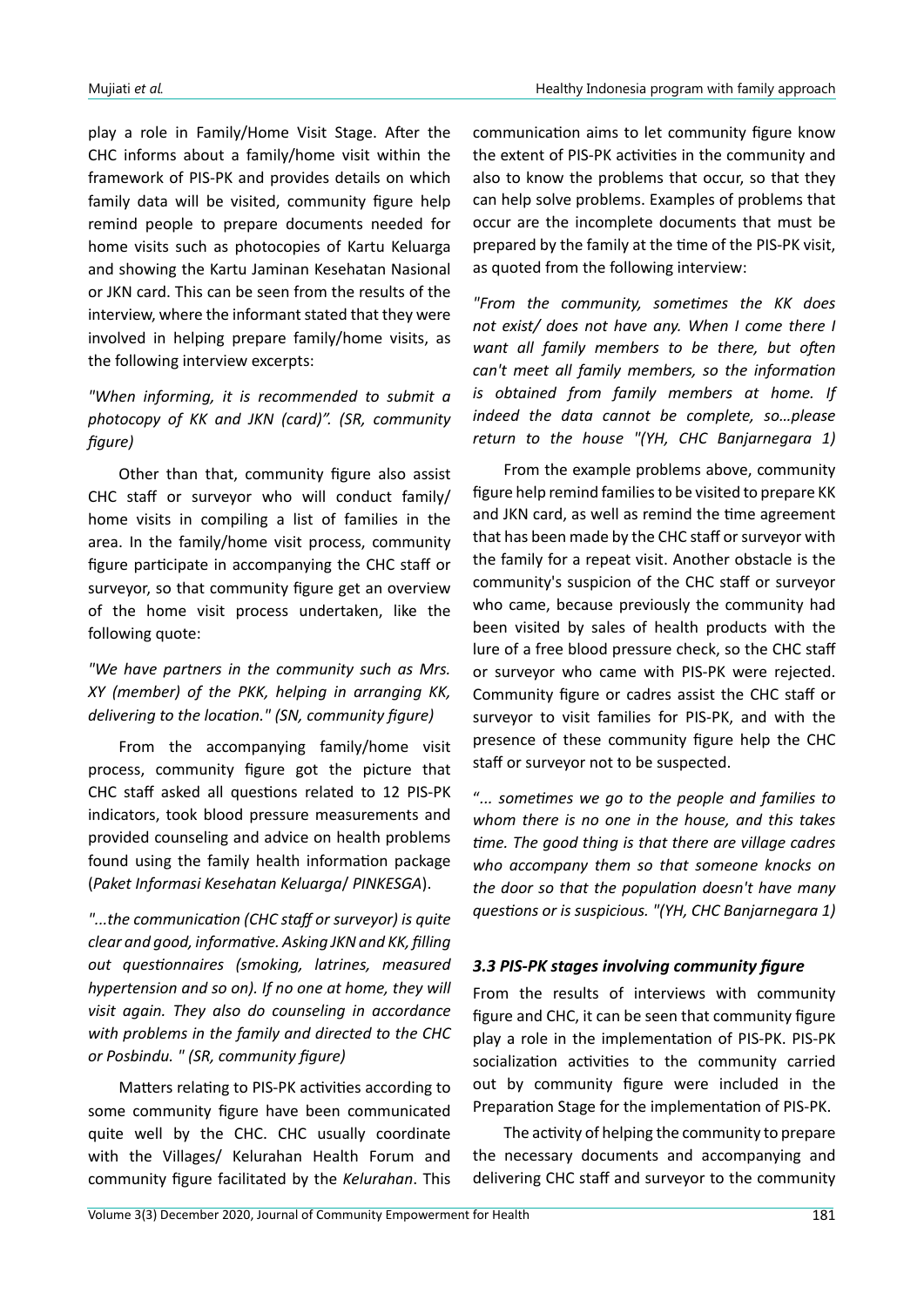play a role in Family/Home Visit Stage. After the CHC informs about a family/home visit within the framework of PIS-PK and provides details on which family data will be visited, community figure help remind people to prepare documents needed for home visits such as photocopies of Kartu Keluarga and showing the Kartu Jaminan Kesehatan Nasional or JKN card. This can be seen from the results of the interview, where the informant stated that they were involved in helping prepare family/home visits, as the following interview excerpts:

*"When informing, it is recommended to submit a photocopy of KK and JKN (card)". (SR, community figure)*

Other than that, community figure also assist CHC staff or surveyor who will conduct family/ home visits in compiling a list of families in the area. In the family/home visit process, community figure participate in accompanying the CHC staff or surveyor, so that community figure get an overview of the home visit process undertaken, like the following quote:

*"We have partners in the community such as Mrs. XY (member) of the PKK, helping in arranging KK, delivering to the location." (SN, community figure)*

From the accompanying family/home visit process, community figure got the picture that CHC staff asked all questions related to 12 PIS-PK indicators, took blood pressure measurements and provided counseling and advice on health problems found using the family health information package (*Paket Informasi Kesehatan Keluarga*/ *PINKESGA*).

*"...the communication (CHC staff or surveyor) is quite clear and good, informative. Asking JKN and KK, filling out questionnaires (smoking, latrines, measured hypertension and so on). If no one at home, they will visit again. They also do counseling in accordance with problems in the family and directed to the CHC or Posbindu. " (SR, community figure)*

Matters relating to PIS-PK activities according to some community figure have been communicated quite well by the CHC. CHC usually coordinate with the Villages/ Kelurahan Health Forum and community figure facilitated by the *Kelurahan*. This communication aims to let community figure know the extent of PIS-PK activities in the community and also to know the problems that occur, so that they can help solve problems. Examples of problems that occur are the incomplete documents that must be prepared by the family at the time of the PIS-PK visit, as quoted from the following interview:

*"From the community, sometimes the KK does not exist/ does not have any. When I come there I want all family members to be there, but often can't meet all family members, so the information is obtained from family members at home. If indeed the data cannot be complete, so…please return to the house "(YH, CHC Banjarnegara 1)*

From the example problems above, community figure help remind families to be visited to prepare KK and JKN card, as well as remind the time agreement that has been made by the CHC staff or surveyor with the family for a repeat visit. Another obstacle is the community's suspicion of the CHC staff or surveyor who came, because previously the community had been visited by sales of health products with the lure of a free blood pressure check, so the CHC staff or surveyor who came with PIS-PK were rejected. Community figure or cadres assist the CHC staff or surveyor to visit families for PIS-PK, and with the presence of these community figure help the CHC staff or surveyor not to be suspected.

*"... sometimes we go to the people and families to whom there is no one in the house, and this takes time. The good thing is that there are village cadres who accompany them so that someone knocks on the door so that the population doesn't have many questions or is suspicious. "(YH, CHC Banjarnegara 1)*

### *3.3 PIS-PK stages involving community figure*

From the results of interviews with community figure and CHC, it can be seen that community figure play a role in the implementation of PIS-PK. PIS-PK socialization activities to the community carried out by community figure were included in the Preparation Stage for the implementation of PIS-PK.

The activity of helping the community to prepare the necessary documents and accompanying and delivering CHC staff and surveyor to the community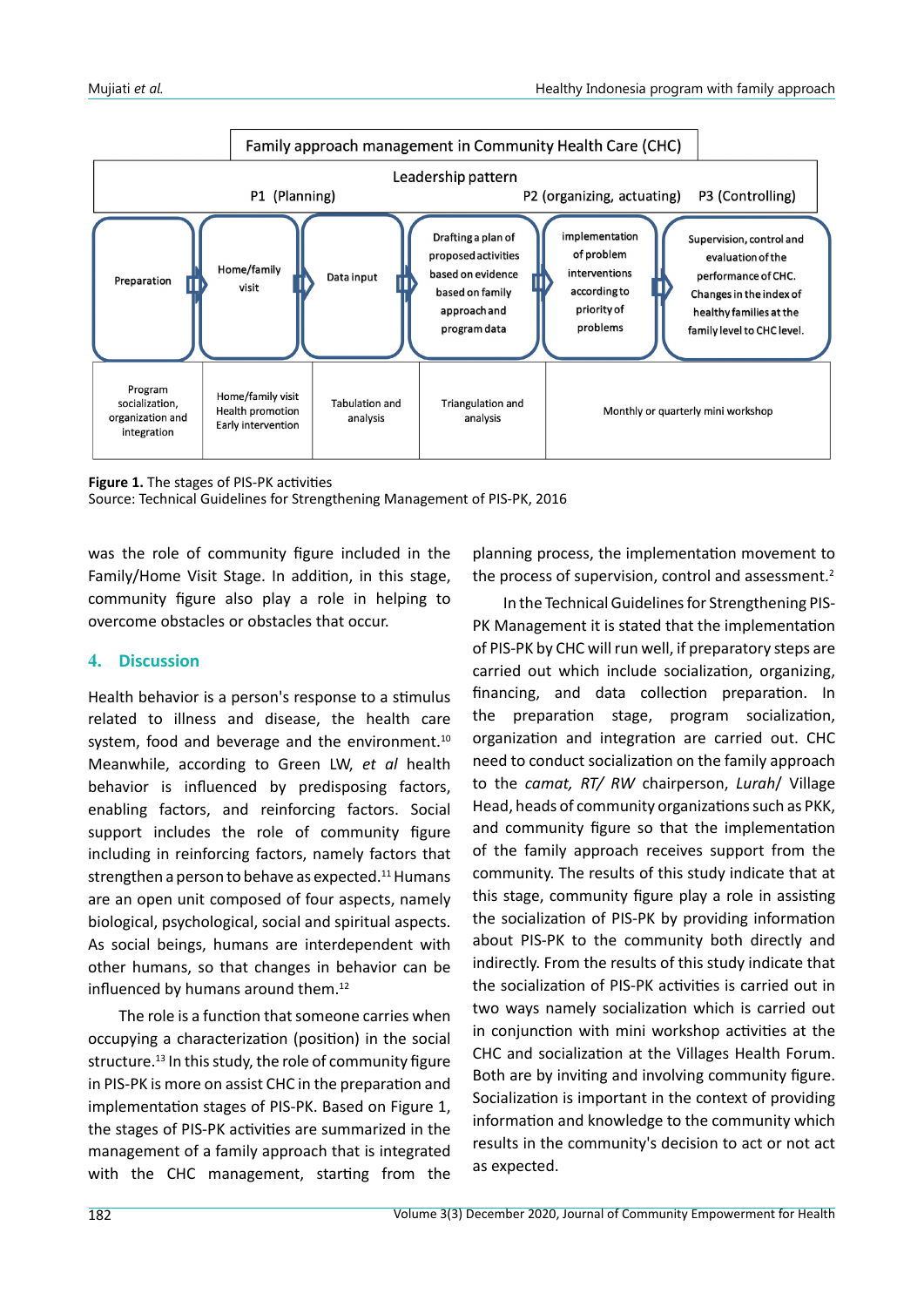| Family approach management in Community Health Care (CHC) | | | | | |
|---|---|---|---|---|---|
| Leadership pattern | | | | | |
| P1 (Planning) | | | | P2 (organizing, actuating) | P3 (Controlling) |
| Preparation | Home/family visit | Data input | Drafting a plan of proposed activities based on evidence based on family approach and program data | implementation of problem interventions according to priority of problems | Supervision, control and evaluation of the performance of CHC. Changes in the index of healthy families at the family level to CHC level. |
| Program socialization, organization and integration | Home/family visit Health promotion Early intervention | Tabulation and analysis | Triangulation and analysis | Monthly or quarterly mini workshop | |

**Figure 1.** The stages of PIS-PK activities
Source: Technical Guidelines for Strengthening Management of PIS-PK, 2016

was the role of community figure included in the Family/Home Visit Stage. In addition, in this stage, community figure also play a role in helping to overcome obstacles or obstacles that occur.

## 4. Discussion

Health behavior is a person's response to a stimulus related to illness and disease, the health care system, food and beverage and the environment.[10] Meanwhile, according to Green LW, *et al* health behavior is influenced by predisposing factors, enabling factors, and reinforcing factors. Social support includes the role of community figure including in reinforcing factors, namely factors that strengthen a person to behave as expected.[11] Humans are an open unit composed of four aspects, namely biological, psychological, social and spiritual aspects. As social beings, humans are interdependent with other humans, so that changes in behavior can be influenced by humans around them.[12]

The role is a function that someone carries when occupying a characterization (position) in the social structure.[13] In this study, the role of community figure in PIS-PK is more on assist CHC in the preparation and implementation stages of PIS-PK. Based on Figure 1, the stages of PIS-PK activities are summarized in the management of a family approach that is integrated with the CHC management, starting from the planning process, the implementation movement to the process of supervision, control and assessment.[2]

In the Technical Guidelines for Strengthening PIS-PK Management it is stated that the implementation of PIS-PK by CHC will run well, if preparatory steps are carried out which include socialization, organizing, financing, and data collection preparation. In the preparation stage, program socialization, organization and integration are carried out. CHC need to conduct socialization on the family approach to the *camat, RT/ RW* chairperson, *Lurah*/ Village Head, heads of community organizations such as PKK, and community figure so that the implementation of the family approach receives support from the community. The results of this study indicate that at this stage, community figure play a role in assisting the socialization of PIS-PK by providing information about PIS-PK to the community both directly and indirectly. From the results of this study indicate that the socialization of PIS-PK activities is carried out in two ways namely socialization which is carried out in conjunction with mini workshop activities at the CHC and socialization at the Villages Health Forum. Both are by inviting and involving community figure. Socialization is important in the context of providing information and knowledge to the community which results in the community's decision to act or not act as expected.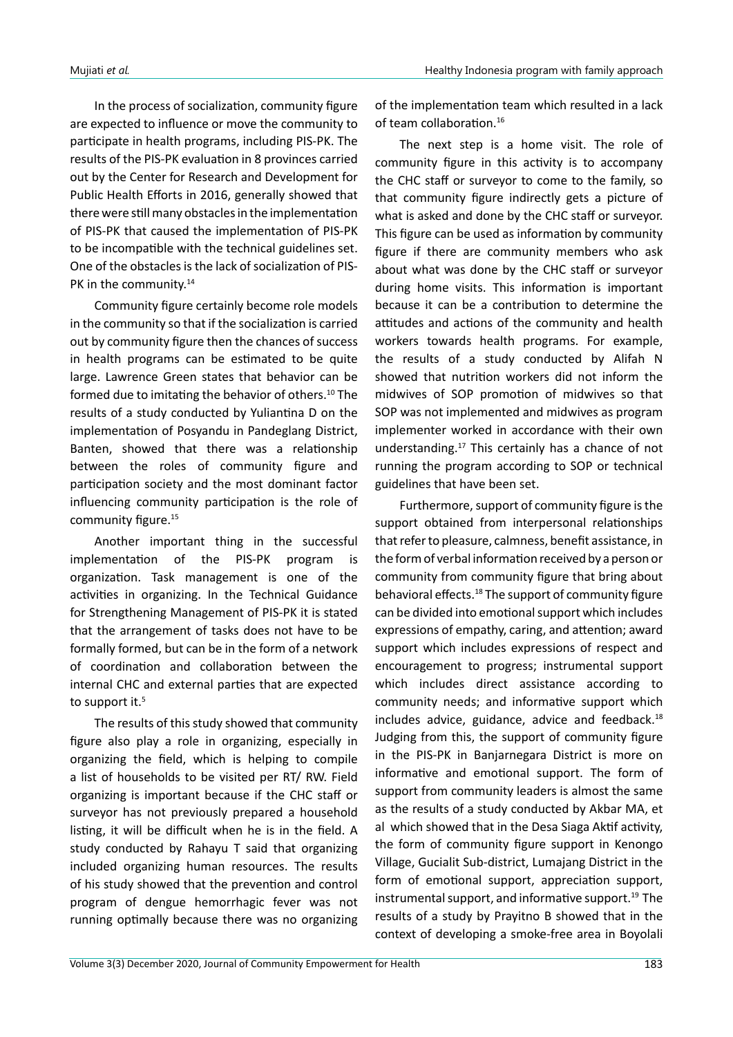In the process of socialization, community figure are expected to influence or move the community to participate in health programs, including PIS-PK. The results of the PIS-PK evaluation in 8 provinces carried out by the Center for Research and Development for Public Health Efforts in 2016, generally showed that there were still many obstacles in the implementation of PIS-PK that caused the implementation of PIS-PK to be incompatible with the technical guidelines set. One of the obstacles is the lack of socialization of PIS-PK in the community.[14]

Community figure certainly become role models in the community so that if the socialization is carried out by community figure then the chances of success in health programs can be estimated to be quite large. Lawrence Green states that behavior can be formed due to imitating the behavior of others.[10] The results of a study conducted by Yuliantina D on the implementation of Posyandu in Pandeglang District, Banten, showed that there was a relationship between the roles of community figure and participation society and the most dominant factor influencing community participation is the role of community figure.[15]

Another important thing in the successful implementation of the PIS-PK program is organization. Task management is one of the activities in organizing. In the Technical Guidance for Strengthening Management of PIS-PK it is stated that the arrangement of tasks does not have to be formally formed, but can be in the form of a network of coordination and collaboration between the internal CHC and external parties that are expected to support it.[5]

The results of this study showed that community figure also play a role in organizing, especially in organizing the field, which is helping to compile a list of households to be visited per RT/ RW. Field organizing is important because if the CHC staff or surveyor has not previously prepared a household listing, it will be difficult when he is in the field. A study conducted by Rahayu T said that organizing included organizing human resources. The results of his study showed that the prevention and control program of dengue hemorrhagic fever was not running optimally because there was no organizing of the implementation team which resulted in a lack of team collaboration.[16]

The next step is a home visit. The role of community figure in this activity is to accompany the CHC staff or surveyor to come to the family, so that community figure indirectly gets a picture of what is asked and done by the CHC staff or surveyor. This figure can be used as information by community figure if there are community members who ask about what was done by the CHC staff or surveyor during home visits. This information is important because it can be a contribution to determine the attitudes and actions of the community and health workers towards health programs. For example, the results of a study conducted by Alifah N showed that nutrition workers did not inform the midwives of SOP promotion of midwives so that SOP was not implemented and midwives as program implementer worked in accordance with their own understanding.[17] This certainly has a chance of not running the program according to SOP or technical guidelines that have been set.

Furthermore, support of community figure is the support obtained from interpersonal relationships that refer to pleasure, calmness, benefit assistance, in the form of verbal information received by a person or community from community figure that bring about behavioral effects.[18] The support of community figure can be divided into emotional support which includes expressions of empathy, caring, and attention; award support which includes expressions of respect and encouragement to progress; instrumental support which includes direct assistance according to community needs; and informative support which includes advice, guidance, advice and feedback.[18] Judging from this, the support of community figure in the PIS-PK in Banjarnegara District is more on informative and emotional support. The form of support from community leaders is almost the same as the results of a study conducted by Akbar MA, et al which showed that in the Desa Siaga Aktif activity, the form of community figure support in Kenongo Village, Gucialit Sub-district, Lumajang District in the form of emotional support, appreciation support, instrumental support, and informative support.[19] The results of a study by Prayitno B showed that in the context of developing a smoke-free area in Boyolali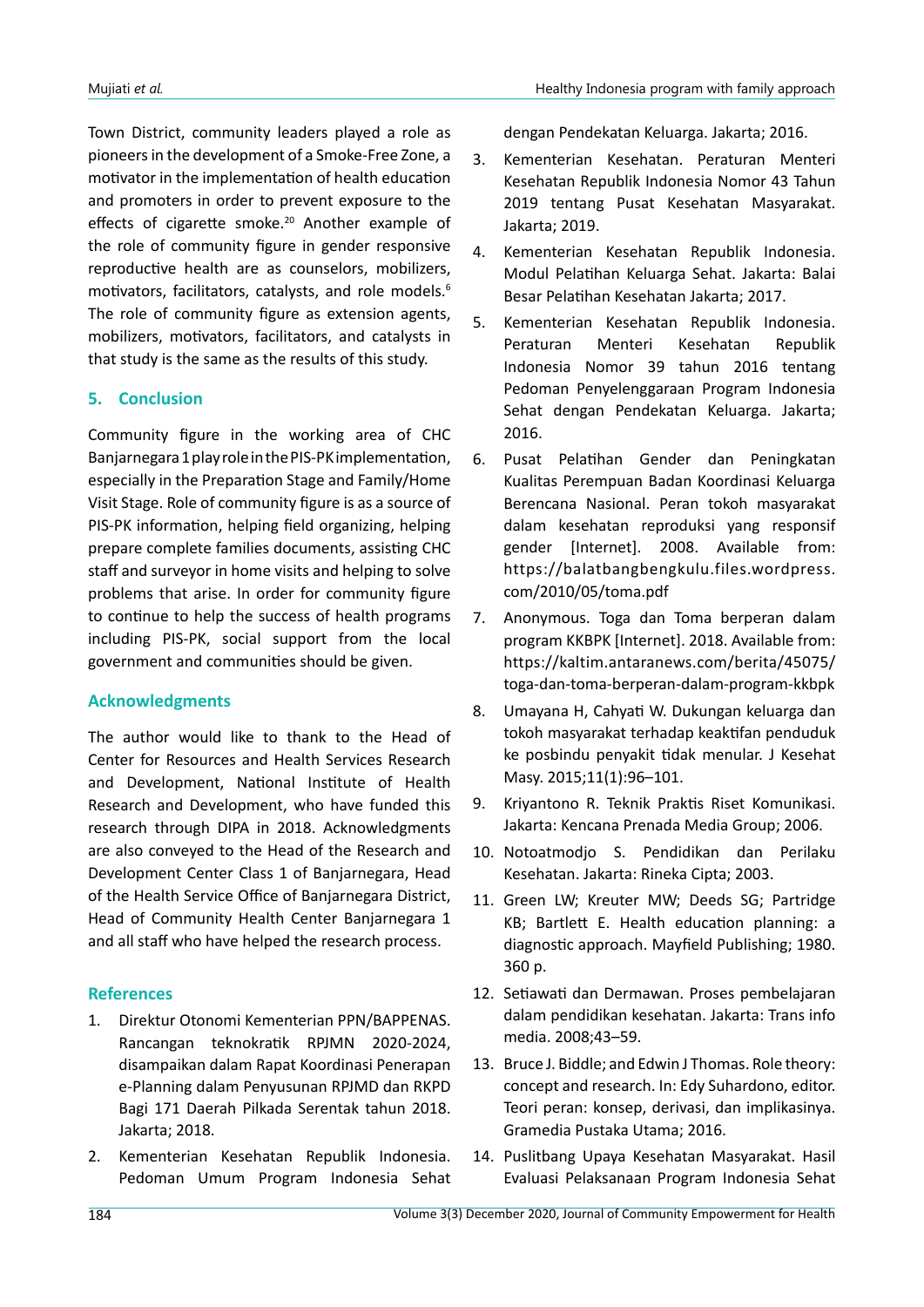Town District, community leaders played a role as pioneers in the development of a Smoke-Free Zone, a motivator in the implementation of health education and promoters in order to prevent exposure to the effects of cigarette smoke.[20] Another example of the role of community figure in gender responsive reproductive health are as counselors, mobilizers, motivators, facilitators, catalysts, and role models.[6] The role of community figure as extension agents, mobilizers, motivators, facilitators, and catalysts in that study is the same as the results of this study.

## 5. Conclusion

Community figure in the working area of CHC Banjarnegara 1 play role in the PIS-PK implementation, especially in the Preparation Stage and Family/Home Visit Stage. Role of community figure is as a source of PIS-PK information, helping field organizing, helping prepare complete families documents, assisting CHC staff and surveyor in home visits and helping to solve problems that arise. In order for community figure to continue to help the success of health programs including PIS-PK, social support from the local government and communities should be given.

## Acknowledgments

The author would like to thank to the Head of Center for Resources and Health Services Research and Development, National Institute of Health Research and Development, who have funded this research through DIPA in 2018. Acknowledgments are also conveyed to the Head of the Research and Development Center Class 1 of Banjarnegara, Head of the Health Service Office of Banjarnegara District, Head of Community Health Center Banjarnegara 1 and all staff who have helped the research process.

## References

1. Direktur Otonomi Kementerian PPN/BAPPENAS. Rancangan teknokratik RPJMN 2020-2024, disampaikan dalam Rapat Koordinasi Penerapan e-Planning dalam Penyusunan RPJMD dan RKPD Bagi 171 Daerah Pilkada Serentak tahun 2018. Jakarta; 2018.
2. Kementerian Kesehatan Republik Indonesia. Pedoman Umum Program Indonesia Sehat dengan Pendekatan Keluarga. Jakarta; 2016.
3. Kementerian Kesehatan. Peraturan Menteri Kesehatan Republik Indonesia Nomor 43 Tahun 2019 tentang Pusat Kesehatan Masyarakat. Jakarta; 2019.
4. Kementerian Kesehatan Republik Indonesia. Modul Pelatihan Keluarga Sehat. Jakarta: Balai Besar Pelatihan Kesehatan Jakarta; 2017.
5. Kementerian Kesehatan Republik Indonesia. Peraturan Menteri Kesehatan Republik Indonesia Nomor 39 tahun 2016 tentang Pedoman Penyelenggaraan Program Indonesia Sehat dengan Pendekatan Keluarga. Jakarta; 2016.
6. Pusat Pelatihan Gender dan Peningkatan Kualitas Perempuan Badan Koordinasi Keluarga Berencana Nasional. Peran tokoh masyarakat dalam kesehatan reproduksi yang responsif gender [Internet]. 2008. Available from: https://balatbangbengkulu.files.wordpress.com/2010/05/toma.pdf
7. Anonymous. Toga dan Toma berperan dalam program KKBPK [Internet]. 2018. Available from: https://kaltim.antaranews.com/berita/45075/toga-dan-toma-berperan-dalam-program-kkbpk
8. Umayana H, Cahyati W. Dukungan keluarga dan tokoh masyarakat terhadap keaktifan penduduk ke posbindu penyakit tidak menular. J Kesehat Masy. 2015;11(1):96–101.
9. Kriyantono R. Teknik Praktis Riset Komunikasi. Jakarta: Kencana Prenada Media Group; 2006.
10. Notoatmodjo S. Pendidikan dan Perilaku Kesehatan. Jakarta: Rineka Cipta; 2003.
11. Green LW; Kreuter MW; Deeds SG; Partridge KB; Bartlett E. Health education planning: a diagnostic approach. Mayfield Publishing; 1980. 360 p.
12. Setiawati dan Dermawan. Proses pembelajaran dalam pendidikan kesehatan. Jakarta: Trans info media. 2008;43–59.
13. Bruce J. Biddle; and Edwin J Thomas. Role theory: concept and research. In: Edy Suhardono, editor. Teori peran: konsep, derivasi, dan implikasinya. Gramedia Pustaka Utama; 2016.
14. Puslitbang Upaya Kesehatan Masyarakat. Hasil Evaluasi Pelaksanaan Program Indonesia Sehat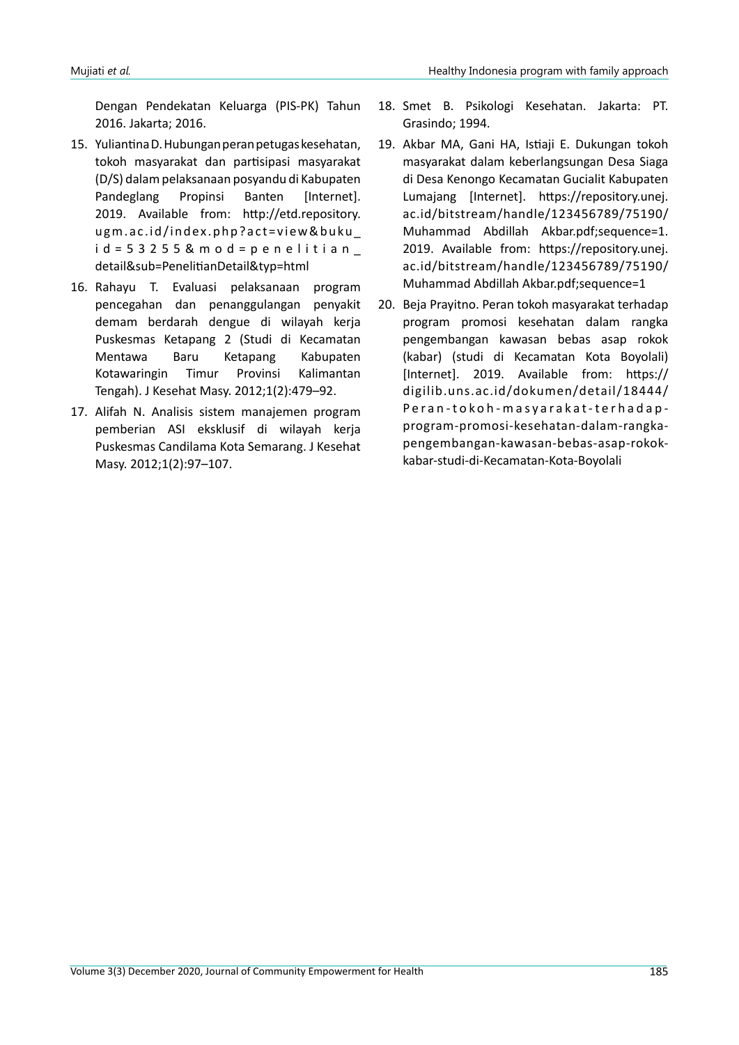Dengan Pendekatan Keluarga (PIS-PK) Tahun 2016. Jakarta; 2016.

15. Yuliantina D. Hubungan peran petugas kesehatan, tokoh masyarakat dan partisipasi masyarakat (D/S) dalam pelaksanaan posyandu di Kabupaten Pandeglang Propinsi Banten [Internet]. 2019. Available from: http://etd.repository.ugm.ac.id/index.php?act=view&buku_id=53255&mod=penelitian_detail&sub=PenelitianDetail&typ=html
16. Rahayu T. Evaluasi pelaksanaan program pencegahan dan penanggulangan penyakit demam berdarah dengue di wilayah kerja Puskesmas Ketapang 2 (Studi di Kecamatan Mentawa Baru Ketapang Kabupaten Kotawaringin Timur Provinsi Kalimantan Tengah). J Kesehat Masy. 2012;1(2):479–92.
17. Alifah N. Analisis sistem manajemen program pemberian ASI eksklusif di wilayah kerja Puskesmas Candilama Kota Semarang. J Kesehat Masy. 2012;1(2):97–107.
18. Smet B. Psikologi Kesehatan. Jakarta: PT. Grasindo; 1994.
19. Akbar MA, Gani HA, Istiaji E. Dukungan tokoh masyarakat dalam keberlangsungan Desa Siaga di Desa Kenongo Kecamatan Gucialit Kabupaten Lumajang [Internet]. https://repository.unej.ac.id/bitstream/handle/123456789/75190/Muhammad Abdillah Akbar.pdf;sequence=1. 2019. Available from: https://repository.unej.ac.id/bitstream/handle/123456789/75190/Muhammad Abdillah Akbar.pdf;sequence=1
20. Beja Prayitno. Peran tokoh masyarakat terhadap program promosi kesehatan dalam rangka pengembangan kawasan bebas asap rokok (kabar) (studi di Kecamatan Kota Boyolali) [Internet]. 2019. Available from: https://digilib.uns.ac.id/dokumen/detail/18444/Peran-tokoh-masyarakat-terhadap-program-promosi-kesehatan-dalam-rangka-pengembangan-kawasan-bebas-asap-rokok-kabar-studi-di-Kecamatan-Kota-Boyolali